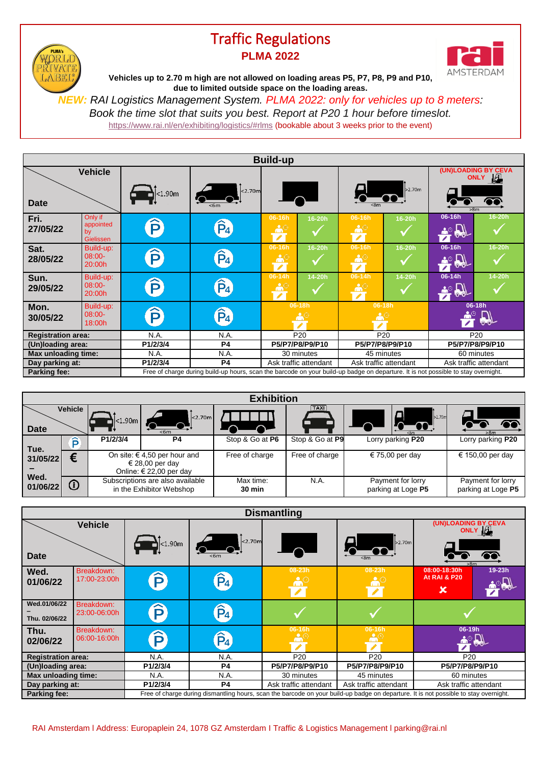# Traffic Regulations

## PLMA 2022

**Vehicles up to 2.70 m high are not allowed on loading areas P5, P7, P8, P9 and P10, due to limited outside space on the loading areas.**

***NEW:*** *RAI Logistics Management System. PLMA 2022: only for vehicles up to 8 meters: Book the time slot that suits you best. Report at P20 1 hour before timeslot.*

https://www.rai.nl/en/exhibiting/logistics/#rlms (bookable about 3 weeks prior to the event)

### Build-up

| Date | | Car <1.90m | Van <2.70m, <6m | Car with trailer | | Truck >2.70m, <8m | | (UN)LOADING BY CEVA ONLY (>8m) | |
|---|---|---|---|---|---|---|---|---|---|
| Fri. 27/05/22 | Only if appointed by Gielissen | P | P4 | 06-16h | 16-20h | 06-16h | 16-20h | 06-16h | 16-20h |
| Sat. 28/05/22 | Build-up: 08:00-20:00h | P | P4 | 06-16h | 16-20h | 06-16h | 16-20h | 06-16h | 16-20h |
| Sun. 29/05/22 | Build-up: 08:00-20:00h | P | P4 | 06-14h | 14-20h | 06-14h | 14-20h | 06-14h | 14-20h |
| Mon. 30/05/22 | Build-up: 08:00-18:00h | P | P4 | 06-18h | | 06-18h | | 06-18h | |
| **Registration area:** | | N.A. | N.A. | P20 | | P20 | | P20 | |
| **(Un)loading area:** | | **P1/2/3/4** | **P4** | **P5/P7/P8/P9/P10** | | **P5/P7/P8/P9/P10** | | **P5/P7/P8/P9/P10** | |
| **Max unloading time:** | | N.A. | N.A. | 30 minutes | | 45 minutes | | 60 minutes | |
| **Day parking at:** | | **P1/2/3/4** | **P4** | Ask traffic attendant | | Ask traffic attendant | | Ask traffic attendant | |
| **Parking fee:** | | Free of charge during build-up hours, scan the barcode on your build-up badge on departure. It is not possible to stay overnight. | | | | | | | |

### Exhibition

| Date | | Car <1.90m | Van <2.70m, <6m | Bus | Taxi | Lorry (car with trailer / truck >2.70m, <8m) | Lorry >8m |
|---|---|---|---|---|---|---|---|
| Tue. 31/05/22 – Wed. 01/06/22 | P | P1/2/3/4 | P4 | Stop & Go at **P6** | Stop & Go at **P9** | Lorry parking **P20** | Lorry parking **P20** |
| | € | On site: € 4,50 per hour and € 28,00 per day Online: € 22,00 per day | | Free of charge | Free of charge | € 75,00 per day | € 150,00 per day |
| | ⓘ | Subscriptions are also available in the Exhibitor Webshop | | Max time: **30 min** | N.A. | Payment for lorry parking at Loge **P5** | Payment for lorry parking at Loge **P5** |

### Dismantling

| Date | | Car <1.90m | Van <2.70m, <6m | Car with trailer | Truck >2.70m, <8m | (UN)LOADING BY CEVA ONLY (>8m) | |
|---|---|---|---|---|---|---|---|
| Wed. 01/06/22 | Breakdown: 17:00-23:00h | P | P4 | 08-23h | 08-23h | 08:00-18:30h At RAI & P20 ✗ | 19-23h |
| Wed.01/06/22 – Thu. 02/06/22 | Breakdown: 23:00-06:00h | P | P4 | ✓ | ✓ | ✓ | |
| Thu. 02/06/22 | Breakdown: 06:00-16:00h | P | P4 | 06-16h | 06-16h | 06-19h | |
| **Registration area:** | | N.A. | N.A. | P20 | P20 | P20 | |
| **(Un)loading area:** | | **P1/2/3/4** | **P4** | **P5/P7/P8/P9/P10** | **P5/P7/P8/P9/P10** | **P5/P7/P8/P9/P10** | |
| **Max unloading time:** | | N.A. | N.A. | 30 minutes | 45 minutes | 60 minutes | |
| **Day parking at:** | | **P1/2/3/4** | **P4** | Ask traffic attendant | Ask traffic attendant | Ask traffic attendant | |
| **Parking fee:** | | Free of charge during dismantling hours, scan the barcode on your build-up badge on departure. It is not possible to stay overnight. | | | | | |

RAI Amsterdam I Address: Europaplein 24, 1078 GZ Amsterdam I Traffic & Logistics Management I parking@rai.nl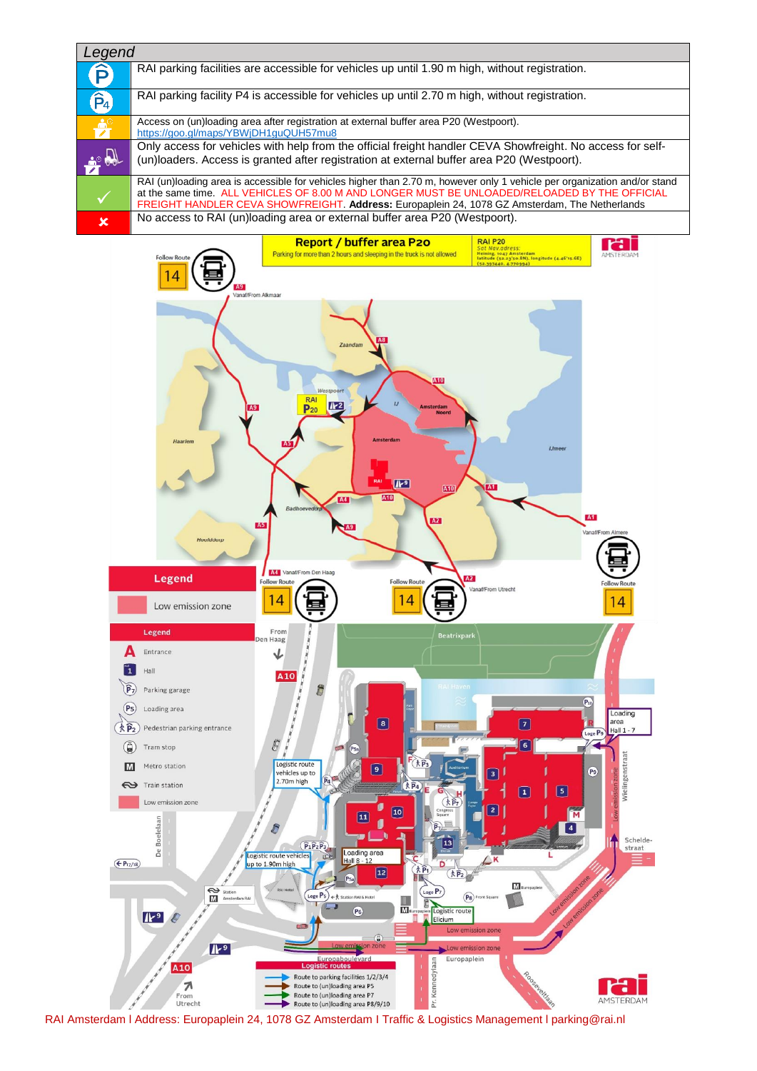| *Legend* | |
|---|---|
| P | RAI parking facilities are accessible for vehicles up until 1.90 m high, without registration. |
| P4 | RAI parking facility P4 is accessible for vehicles up until 2.70 m high, without registration. |
| | Access on (un)loading area after registration at external buffer area P20 (Westpoort). https://goo.gl/maps/YBWjDH1guQUH57mu8 |
| | Only access for vehicles with help from the official freight handler CEVA Showfreight. No access for self-(un)loaders. Access is granted after registration at external buffer area P20 (Westpoort). |
| ✓ | RAI (un)loading area is accessible for vehicles higher than 2.70 m, however only 1 vehicle per organization and/or stand at the same time. ALL VEHICLES OF 8.00 M AND LONGER MUST BE UNLOADED/RELOADED BY THE OFFICIAL FREIGHT HANDLER CEVA SHOWFREIGHT. **Address:** Europaplein 24, 1078 GZ Amsterdam, The Netherlands |
| × | No access to RAI (un)loading area or external buffer area P20 (Westpoort). |

**Report / buffer area P20**

Parking for more than 2 hours and sleeping in the truck is not allowed

RAI P20

Follow Route 14

Vanaf/From Alkmaar

Vanaf/From Den Haag

Vanaf/From Utrecht

Vanaf/From Almere

Legend

Low emission zone

Legend

Entrance

Hall

Parking garage

Loading area

Pedestrian parking entrance

Tram stop

Metro station

Train station

Low emission zone

Logistic route vehicles up to 2.70m high

Logistic route vehicles up to 1.90m high

Loading area Hall 8 - 12

Loading area Hall 1 - 7

Logistic route Elicium

Logistic routes

Route to parking facilities 1/2/3/4

Route to (un)loading area P5

Route to (un)loading area P7

Route to (un)loading area P8/9/10

RAI Amsterdam I Address: Europaplein 24, 1078 GZ Amsterdam I Traffic & Logistics Management I parking@rai.nl